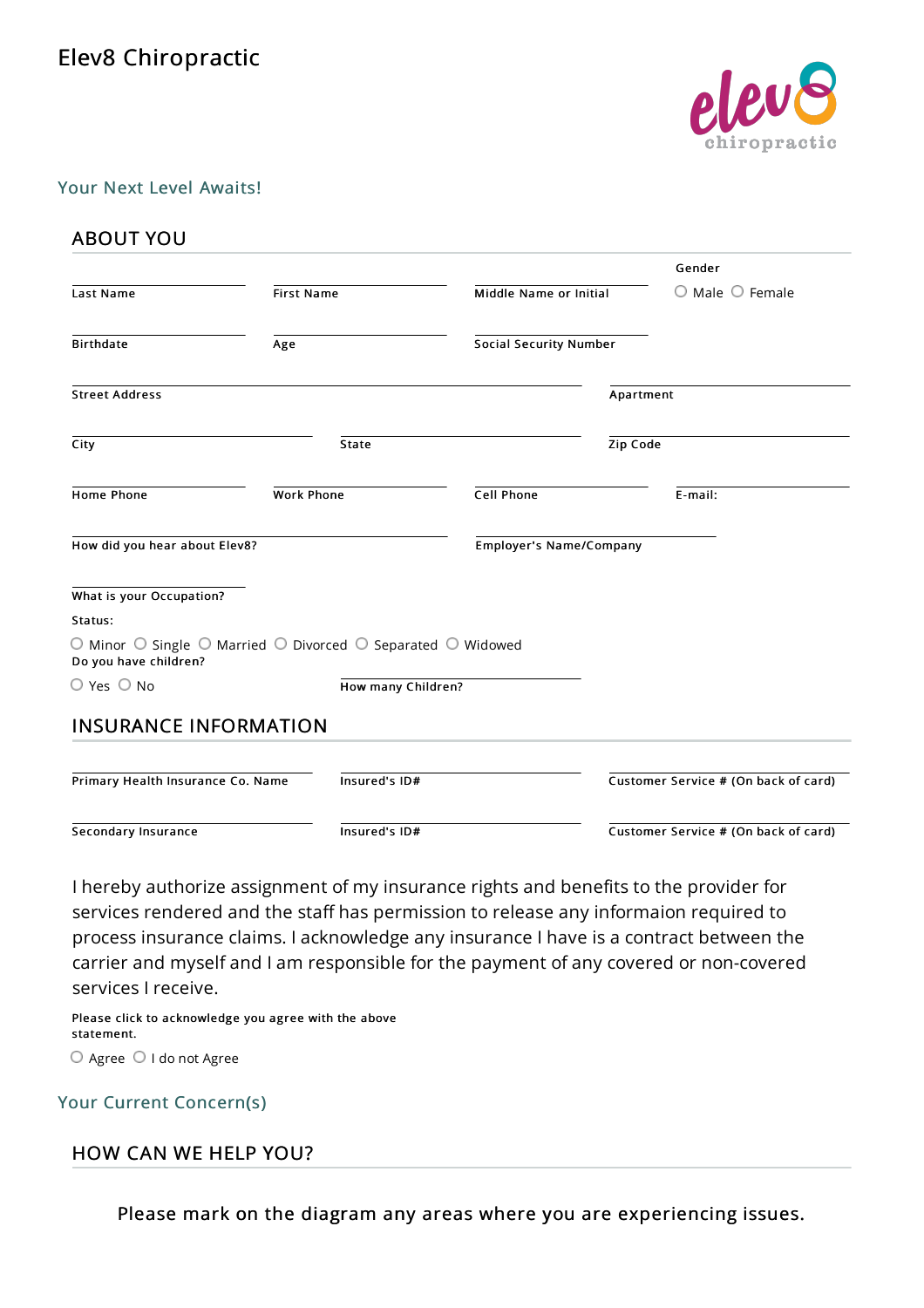# Elev8 Chiropractic

## Your Next Level Awaits!

### ABOUT YOU

Last Name ____________ First Name ____________ Middle Name or Initial ____________

Gender: ○ Male ○ Female

Birthdate ____________ Age ____________ Social Security Number ____________

Street Address ____________ Apartment ____________

City ____________ State ____________ Zip Code ____________

Home Phone ____________ Work Phone ____________ Cell Phone ____________ E-mail: ____________

How did you hear about Elev8? ____________ Employer's Name/Company ____________

What is your Occupation? ____________

Status:

○ Minor ○ Single ○ Married ○ Divorced ○ Separated ○ Widowed

Do you have children?

○ Yes ○ No

How many Children? ____________

### INSURANCE INFORMATION

Primary Health Insurance Co. Name ____________ Insured's ID# ____________ Customer Service # (On back of card) ____________

Secondary Insurance ____________ Insured's ID# ____________ Customer Service # (On back of card) ____________

I hereby authorize assignment of my insurance rights and benefits to the provider for services rendered and the staff has permission to release any informaion required to process insurance claims. I acknowledge any insurance I have is a contract between the carrier and myself and I am responsible for the payment of any covered or non-covered services I receive.

Please click to acknowledge you agree with the above statement.

○ Agree ○ I do not Agree

## Your Current Concern(s)

### HOW CAN WE HELP YOU?

Please mark on the diagram any areas where you are experiencing issues.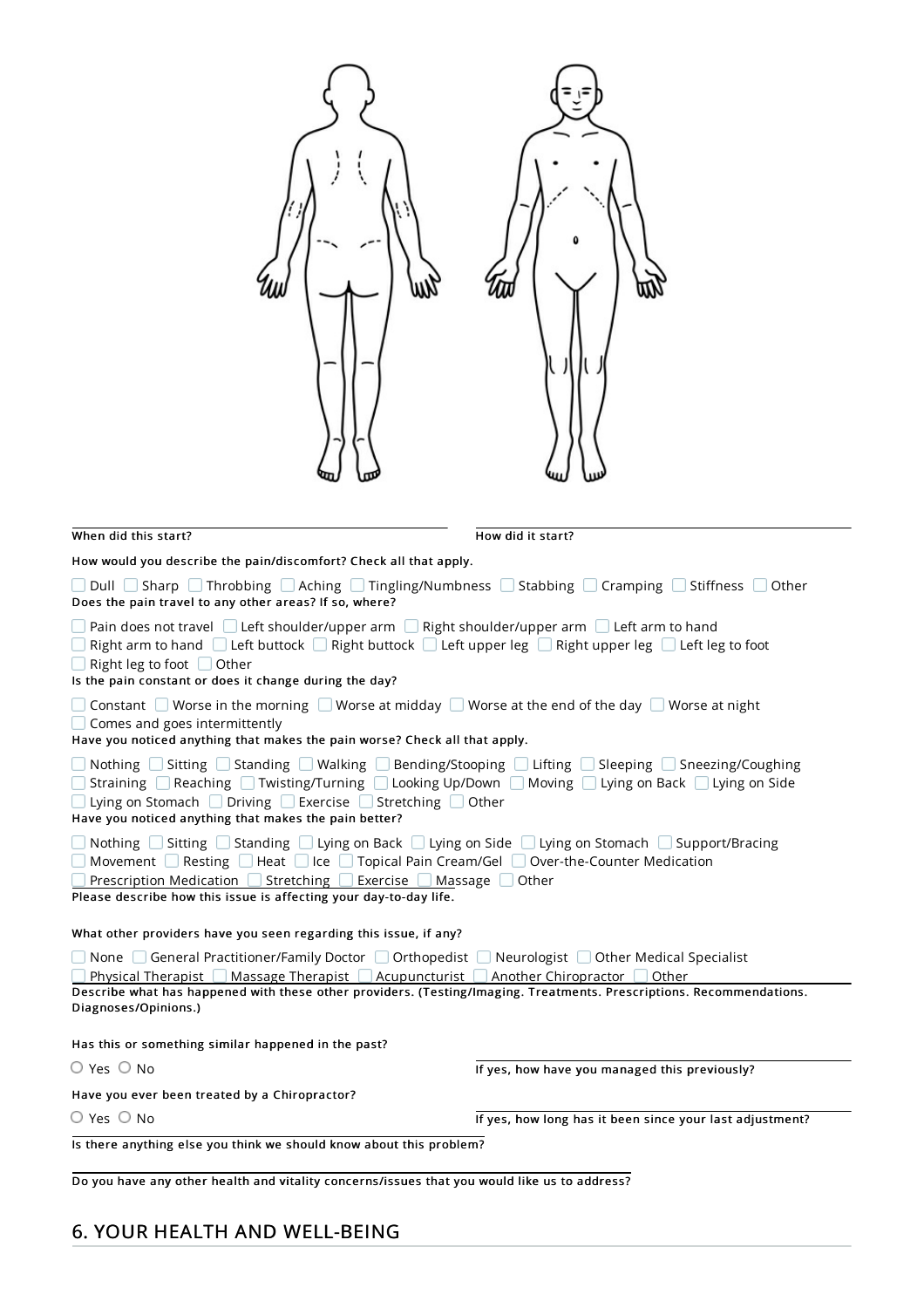When did this start?

How did it start?

How would you describe the pain/discomfort? Check all that apply.

- [ ] Dull
- [ ] Sharp
- [ ] Throbbing
- [ ] Aching
- [ ] Tingling/Numbness
- [ ] Stabbing
- [ ] Cramping
- [ ] Stiffness
- [ ] Other

Does the pain travel to any other areas? If so, where?

- [ ] Pain does not travel
- [ ] Left shoulder/upper arm
- [ ] Right shoulder/upper arm
- [ ] Left arm to hand
- [ ] Right arm to hand
- [ ] Left buttock
- [ ] Right buttock
- [ ] Left upper leg
- [ ] Right upper leg
- [ ] Left leg to foot
- [ ] Right leg to foot
- [ ] Other

Is the pain constant or does it change during the day?

- [ ] Constant
- [ ] Worse in the morning
- [ ] Worse at midday
- [ ] Worse at the end of the day
- [ ] Worse at night
- [ ] Comes and goes intermittently

Have you noticed anything that makes the pain worse? Check all that apply.

- [ ] Nothing
- [ ] Sitting
- [ ] Standing
- [ ] Walking
- [ ] Bending/Stooping
- [ ] Lifting
- [ ] Sleeping
- [ ] Sneezing/Coughing
- [ ] Straining
- [ ] Reaching
- [ ] Twisting/Turning
- [ ] Looking Up/Down
- [ ] Moving
- [ ] Lying on Back
- [ ] Lying on Side
- [ ] Lying on Stomach
- [ ] Driving
- [ ] Exercise
- [ ] Stretching
- [ ] Other

Have you noticed anything that makes the pain better?

- [ ] Nothing
- [ ] Sitting
- [ ] Standing
- [ ] Lying on Back
- [ ] Lying on Side
- [ ] Lying on Stomach
- [ ] Support/Bracing
- [ ] Movement
- [ ] Resting
- [ ] Heat
- [ ] Ice
- [ ] Topical Pain Cream/Gel
- [ ] Over-the-Counter Medication
- [ ] Prescription Medication
- [ ] Stretching
- [ ] Exercise
- [ ] Massage
- [ ] Other

Please describe how this issue is affecting your day-to-day life.

What other providers have you seen regarding this issue, if any?

- [ ] None
- [ ] General Practitioner/Family Doctor
- [ ] Orthopedist
- [ ] Neurologist
- [ ] Other Medical Specialist
- [ ] Physical Therapist
- [ ] Massage Therapist
- [ ] Acupuncturist
- [ ] Another Chiropractor
- [ ] Other

Describe what has happened with these other providers. (Testing/Imaging. Treatments. Prescriptions. Recommendations. Diagnoses/Opinions.)

Has this or something similar happened in the past?

○ Yes ○ No

If yes, how have you managed this previously?

Have you ever been treated by a Chiropractor?

○ Yes ○ No

If yes, how long has it been since your last adjustment?

Is there anything else you think we should know about this problem?

Do you have any other health and vitality concerns/issues that you would like us to address?

## 6. YOUR HEALTH AND WELL-BEING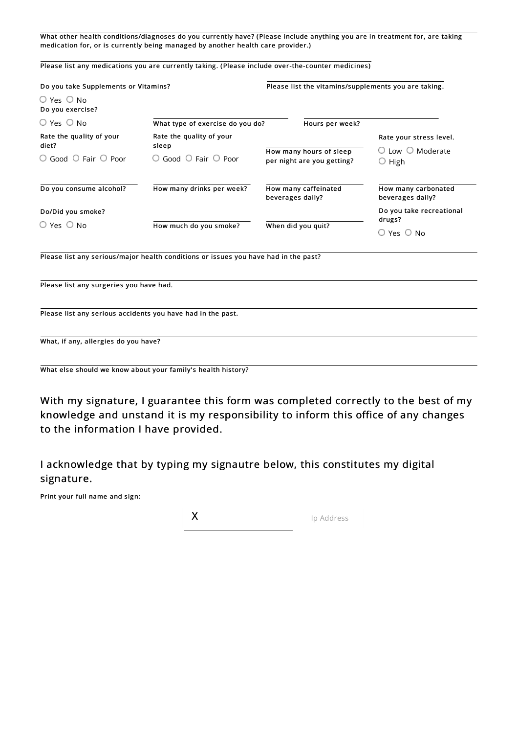What other health conditions/diagnoses do you currently have? (Please include anything you are in treatment for, are taking medication for, or is currently being managed by another health care provider.)

Please list any medications you are currently taking. (Please include over-the-counter medicines)

Do you take Supplements or Vitamins?

○ Yes ○ No

Please list the vitamins/supplements you are taking.

Do you exercise?

○ Yes ○ No

What type of exercise do you do?

Hours per week?

Rate the quality of your diet?

○ Good ○ Fair ○ Poor

Rate the quality of your sleep

○ Good ○ Fair ○ Poor

How many hours of sleep per night are you getting?

Rate your stress level.

○ Low ○ Moderate ○ High

Do you consume alcohol?

How many drinks per week?

How many caffeinated beverages daily?

How many carbonated beverages daily?

Do/Did you smoke?

○ Yes ○ No

How much do you smoke?

When did you quit?

Do you take recreational drugs?

○ Yes ○ No

Please list any serious/major health conditions or issues you have had in the past?

Please list any surgeries you have had.

Please list any serious accidents you have had in the past.

What, if any, allergies do you have?

What else should we know about your family's health history?

With my signature, I guarantee this form was completed correctly to the best of my knowledge and unstand it is my responsibility to inform this office of any changes to the information I have provided.

I acknowledge that by typing my signautre below, this constitutes my digital signature.

Print your full name and sign:

X

Ip Address